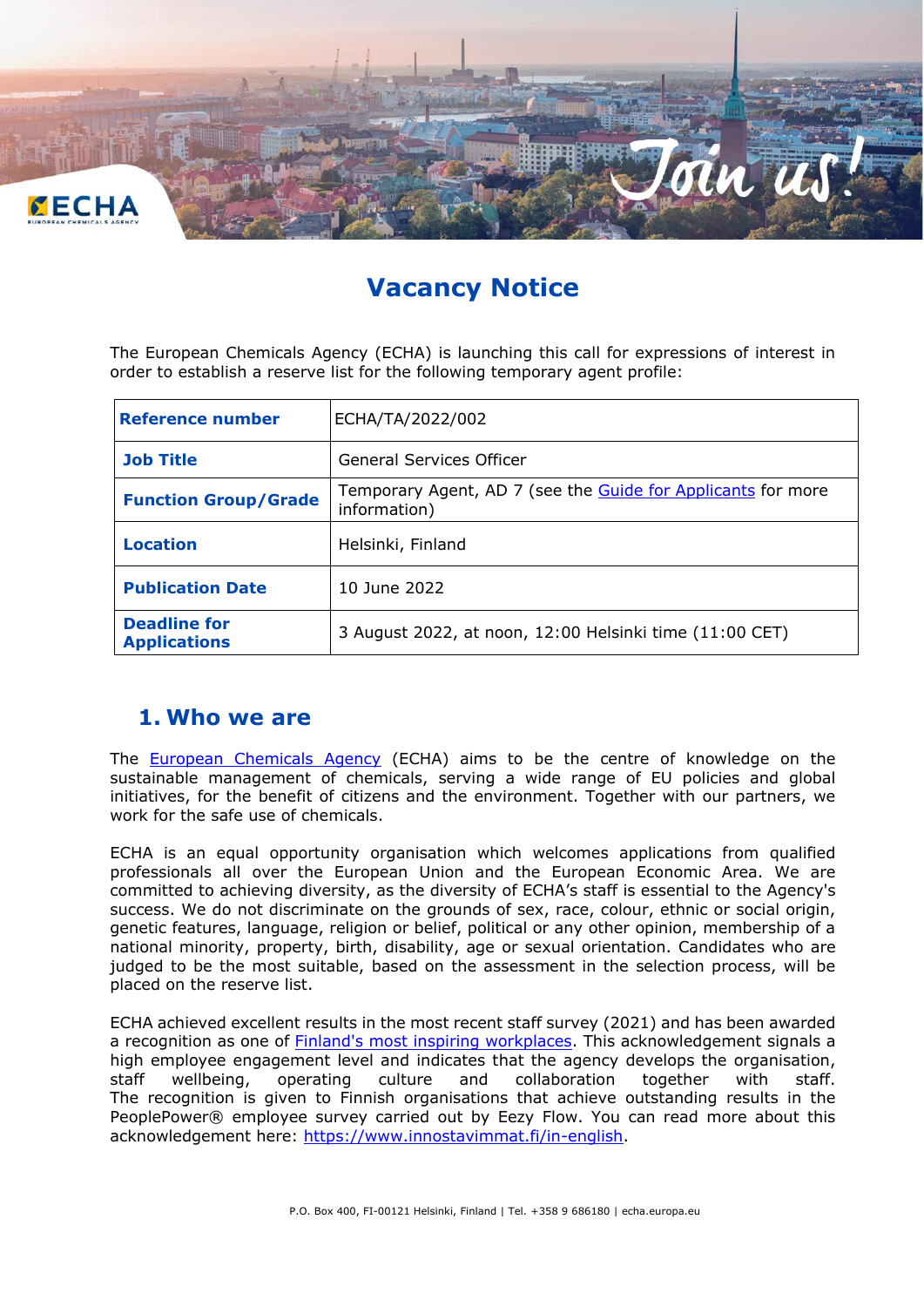# Vacancy Notice

The European Chemicals Agency (ECHA) is launching this call for expressions of interest in order to establish a reserve list for the following temporary agent profile:

| | |
|---|---|
| **Reference number** | ECHA/TA/2022/002 |
| **Job Title** | General Services Officer |
| **Function Group/Grade** | Temporary Agent, AD 7 (see the Guide for Applicants for more information) |
| **Location** | Helsinki, Finland |
| **Publication Date** | 10 June 2022 |
| **Deadline for Applications** | 3 August 2022, at noon, 12:00 Helsinki time (11:00 CET) |

## 1. Who we are

The European Chemicals Agency (ECHA) aims to be the centre of knowledge on the sustainable management of chemicals, serving a wide range of EU policies and global initiatives, for the benefit of citizens and the environment. Together with our partners, we work for the safe use of chemicals.

ECHA is an equal opportunity organisation which welcomes applications from qualified professionals all over the European Union and the European Economic Area. We are committed to achieving diversity, as the diversity of ECHA's staff is essential to the Agency's success. We do not discriminate on the grounds of sex, race, colour, ethnic or social origin, genetic features, language, religion or belief, political or any other opinion, membership of a national minority, property, birth, disability, age or sexual orientation. Candidates who are judged to be the most suitable, based on the assessment in the selection process, will be placed on the reserve list.

ECHA achieved excellent results in the most recent staff survey (2021) and has been awarded a recognition as one of Finland's most inspiring workplaces. This acknowledgement signals a high employee engagement level and indicates that the agency develops the organisation, staff wellbeing, operating culture and collaboration together with staff. The recognition is given to Finnish organisations that achieve outstanding results in the PeoplePower® employee survey carried out by Eezy Flow. You can read more about this acknowledgement here: https://www.innostavimmat.fi/in-english.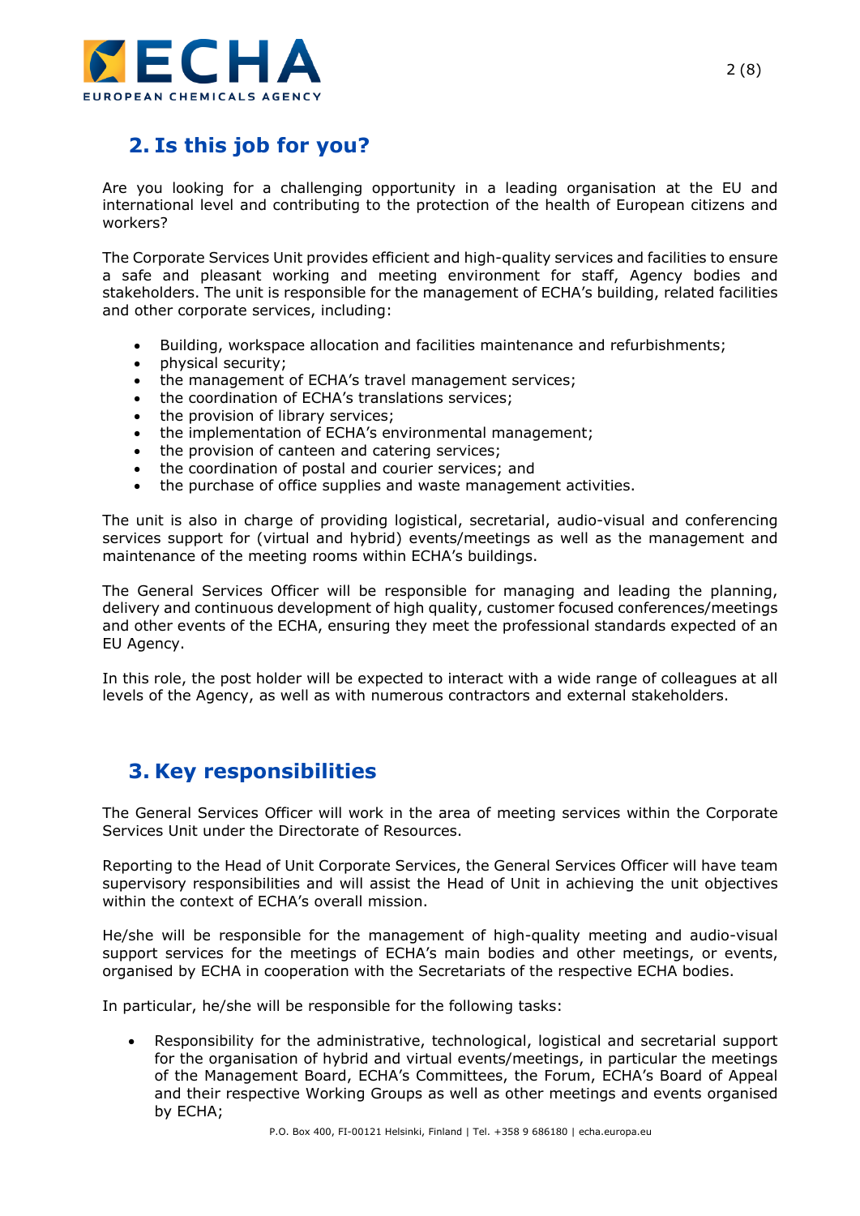## 2. Is this job for you?

Are you looking for a challenging opportunity in a leading organisation at the EU and international level and contributing to the protection of the health of European citizens and workers?

The Corporate Services Unit provides efficient and high-quality services and facilities to ensure a safe and pleasant working and meeting environment for staff, Agency bodies and stakeholders. The unit is responsible for the management of ECHA's building, related facilities and other corporate services, including:

- Building, workspace allocation and facilities maintenance and refurbishments;
- physical security;
- the management of ECHA's travel management services;
- the coordination of ECHA's translations services;
- the provision of library services;
- the implementation of ECHA's environmental management;
- the provision of canteen and catering services;
- the coordination of postal and courier services; and
- the purchase of office supplies and waste management activities.

The unit is also in charge of providing logistical, secretarial, audio-visual and conferencing services support for (virtual and hybrid) events/meetings as well as the management and maintenance of the meeting rooms within ECHA's buildings.

The General Services Officer will be responsible for managing and leading the planning, delivery and continuous development of high quality, customer focused conferences/meetings and other events of the ECHA, ensuring they meet the professional standards expected of an EU Agency.

In this role, the post holder will be expected to interact with a wide range of colleagues at all levels of the Agency, as well as with numerous contractors and external stakeholders.

## 3. Key responsibilities

The General Services Officer will work in the area of meeting services within the Corporate Services Unit under the Directorate of Resources.

Reporting to the Head of Unit Corporate Services, the General Services Officer will have team supervisory responsibilities and will assist the Head of Unit in achieving the unit objectives within the context of ECHA's overall mission.

He/she will be responsible for the management of high-quality meeting and audio-visual support services for the meetings of ECHA's main bodies and other meetings, or events, organised by ECHA in cooperation with the Secretariats of the respective ECHA bodies.

In particular, he/she will be responsible for the following tasks:

- Responsibility for the administrative, technological, logistical and secretarial support for the organisation of hybrid and virtual events/meetings, in particular the meetings of the Management Board, ECHA's Committees, the Forum, ECHA's Board of Appeal and their respective Working Groups as well as other meetings and events organised by ECHA;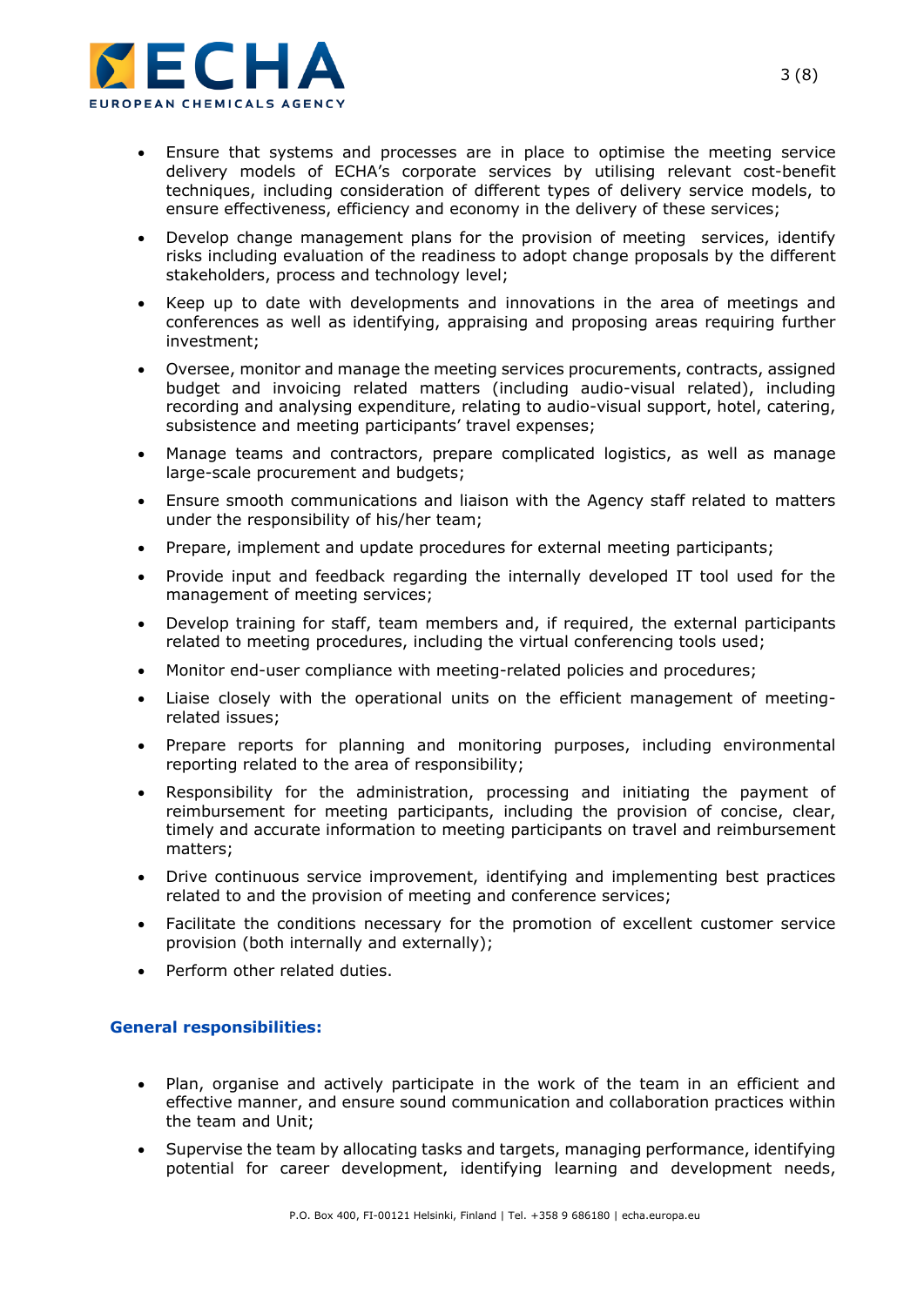- Ensure that systems and processes are in place to optimise the meeting service delivery models of ECHA's corporate services by utilising relevant cost-benefit techniques, including consideration of different types of delivery service models, to ensure effectiveness, efficiency and economy in the delivery of these services;
- Develop change management plans for the provision of meeting services, identify risks including evaluation of the readiness to adopt change proposals by the different stakeholders, process and technology level;
- Keep up to date with developments and innovations in the area of meetings and conferences as well as identifying, appraising and proposing areas requiring further investment;
- Oversee, monitor and manage the meeting services procurements, contracts, assigned budget and invoicing related matters (including audio-visual related), including recording and analysing expenditure, relating to audio-visual support, hotel, catering, subsistence and meeting participants' travel expenses;
- Manage teams and contractors, prepare complicated logistics, as well as manage large-scale procurement and budgets;
- Ensure smooth communications and liaison with the Agency staff related to matters under the responsibility of his/her team;
- Prepare, implement and update procedures for external meeting participants;
- Provide input and feedback regarding the internally developed IT tool used for the management of meeting services;
- Develop training for staff, team members and, if required, the external participants related to meeting procedures, including the virtual conferencing tools used;
- Monitor end-user compliance with meeting-related policies and procedures;
- Liaise closely with the operational units on the efficient management of meeting-related issues;
- Prepare reports for planning and monitoring purposes, including environmental reporting related to the area of responsibility;
- Responsibility for the administration, processing and initiating the payment of reimbursement for meeting participants, including the provision of concise, clear, timely and accurate information to meeting participants on travel and reimbursement matters;
- Drive continuous service improvement, identifying and implementing best practices related to and the provision of meeting and conference services;
- Facilitate the conditions necessary for the promotion of excellent customer service provision (both internally and externally);
- Perform other related duties.

**General responsibilities:**

- Plan, organise and actively participate in the work of the team in an efficient and effective manner, and ensure sound communication and collaboration practices within the team and Unit;
- Supervise the team by allocating tasks and targets, managing performance, identifying potential for career development, identifying learning and development needs,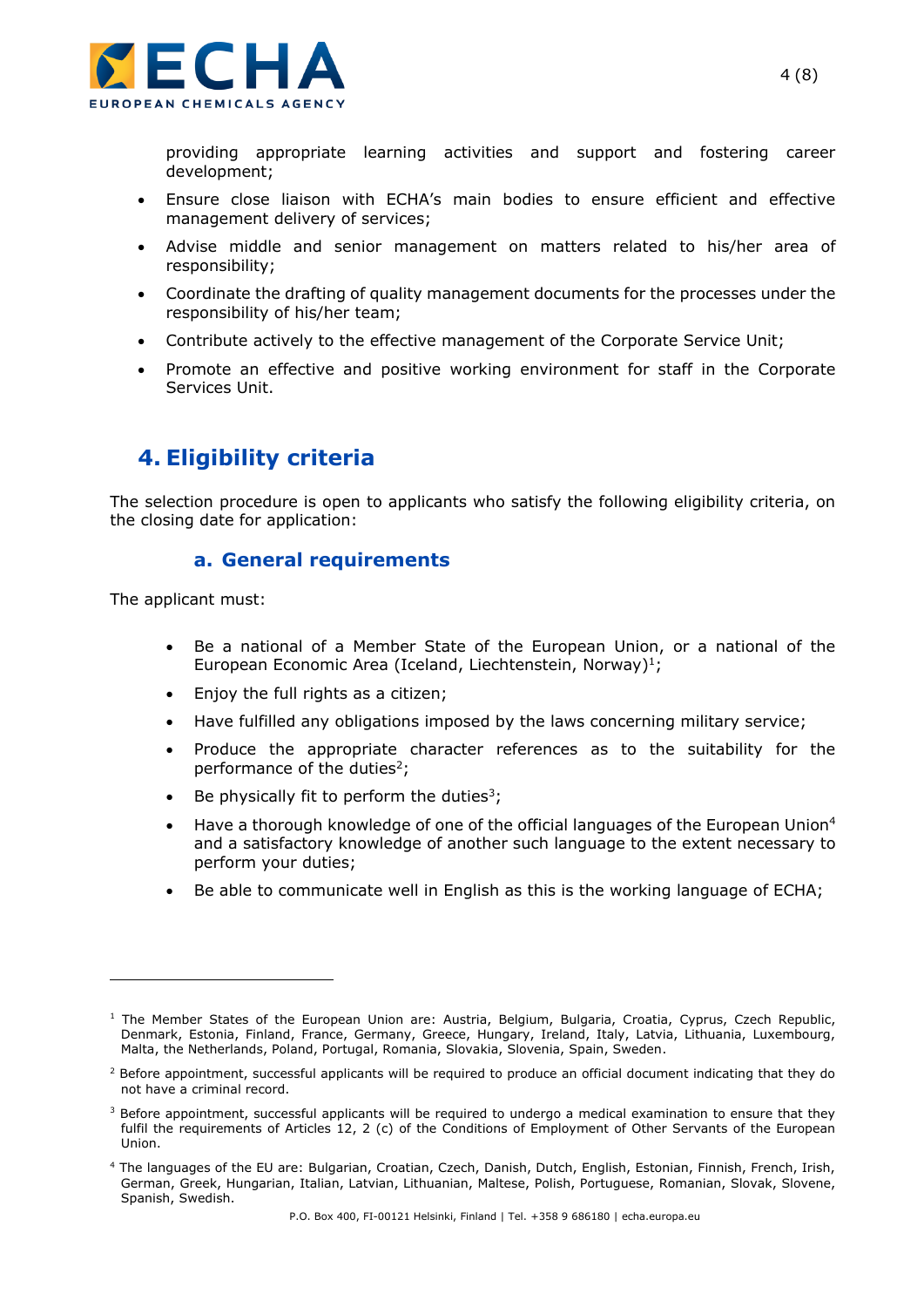providing appropriate learning activities and support and fostering career development;

- Ensure close liaison with ECHA's main bodies to ensure efficient and effective management delivery of services;
- Advise middle and senior management on matters related to his/her area of responsibility;
- Coordinate the drafting of quality management documents for the processes under the responsibility of his/her team;
- Contribute actively to the effective management of the Corporate Service Unit;
- Promote an effective and positive working environment for staff in the Corporate Services Unit.

# 4. Eligibility criteria

The selection procedure is open to applicants who satisfy the following eligibility criteria, on the closing date for application:

## a. General requirements

The applicant must:

- Be a national of a Member State of the European Union, or a national of the European Economic Area (Iceland, Liechtenstein, Norway)[1];
- Enjoy the full rights as a citizen;
- Have fulfilled any obligations imposed by the laws concerning military service;
- Produce the appropriate character references as to the suitability for the performance of the duties[2];
- Be physically fit to perform the duties[3];
- Have a thorough knowledge of one of the official languages of the European Union[4] and a satisfactory knowledge of another such language to the extent necessary to perform your duties;
- Be able to communicate well in English as this is the working language of ECHA;

---

[1] The Member States of the European Union are: Austria, Belgium, Bulgaria, Croatia, Cyprus, Czech Republic, Denmark, Estonia, Finland, France, Germany, Greece, Hungary, Ireland, Italy, Latvia, Lithuania, Luxembourg, Malta, the Netherlands, Poland, Portugal, Romania, Slovakia, Slovenia, Spain, Sweden.

[2] Before appointment, successful applicants will be required to produce an official document indicating that they do not have a criminal record.

[3] Before appointment, successful applicants will be required to undergo a medical examination to ensure that they fulfil the requirements of Articles 12, 2 (c) of the Conditions of Employment of Other Servants of the European Union.

[4] The languages of the EU are: Bulgarian, Croatian, Czech, Danish, Dutch, English, Estonian, Finnish, French, Irish, German, Greek, Hungarian, Italian, Latvian, Lithuanian, Maltese, Polish, Portuguese, Romanian, Slovak, Slovene, Spanish, Swedish.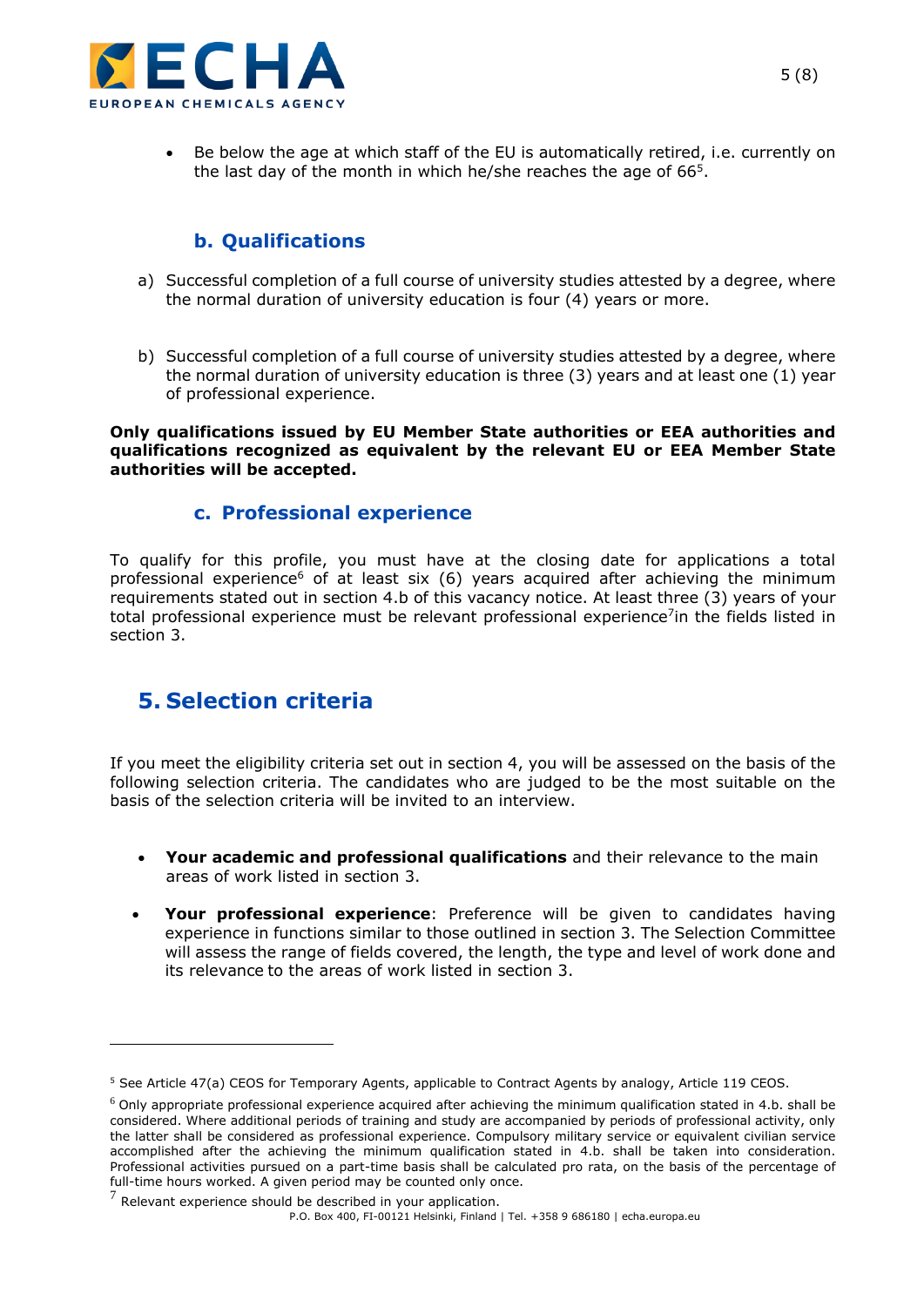- Be below the age at which staff of the EU is automatically retired, i.e. currently on the last day of the month in which he/she reaches the age of 66[5].

### b. Qualifications

a) Successful completion of a full course of university studies attested by a degree, where the normal duration of university education is four (4) years or more.

b) Successful completion of a full course of university studies attested by a degree, where the normal duration of university education is three (3) years and at least one (1) year of professional experience.

**Only qualifications issued by EU Member State authorities or EEA authorities and qualifications recognized as equivalent by the relevant EU or EEA Member State authorities will be accepted.**

### c. Professional experience

To qualify for this profile, you must have at the closing date for applications a total professional experience[6] of at least six (6) years acquired after achieving the minimum requirements stated out in section 4.b of this vacancy notice. At least three (3) years of your total professional experience must be relevant professional experience[7]in the fields listed in section 3.

## 5. Selection criteria

If you meet the eligibility criteria set out in section 4, you will be assessed on the basis of the following selection criteria. The candidates who are judged to be the most suitable on the basis of the selection criteria will be invited to an interview.

- **Your academic and professional qualifications** and their relevance to the main areas of work listed in section 3.
- **Your professional experience**: Preference will be given to candidates having experience in functions similar to those outlined in section 3. The Selection Committee will assess the range of fields covered, the length, the type and level of work done and its relevance to the areas of work listed in section 3.

---

[5] See Article 47(a) CEOS for Temporary Agents, applicable to Contract Agents by analogy, Article 119 CEOS.

[6] Only appropriate professional experience acquired after achieving the minimum qualification stated in 4.b. shall be considered. Where additional periods of training and study are accompanied by periods of professional activity, only the latter shall be considered as professional experience. Compulsory military service or equivalent civilian service accomplished after the achieving the minimum qualification stated in 4.b. shall be taken into consideration. Professional activities pursued on a part-time basis shall be calculated pro rata, on the basis of the percentage of full-time hours worked. A given period may be counted only once.

[7] Relevant experience should be described in your application.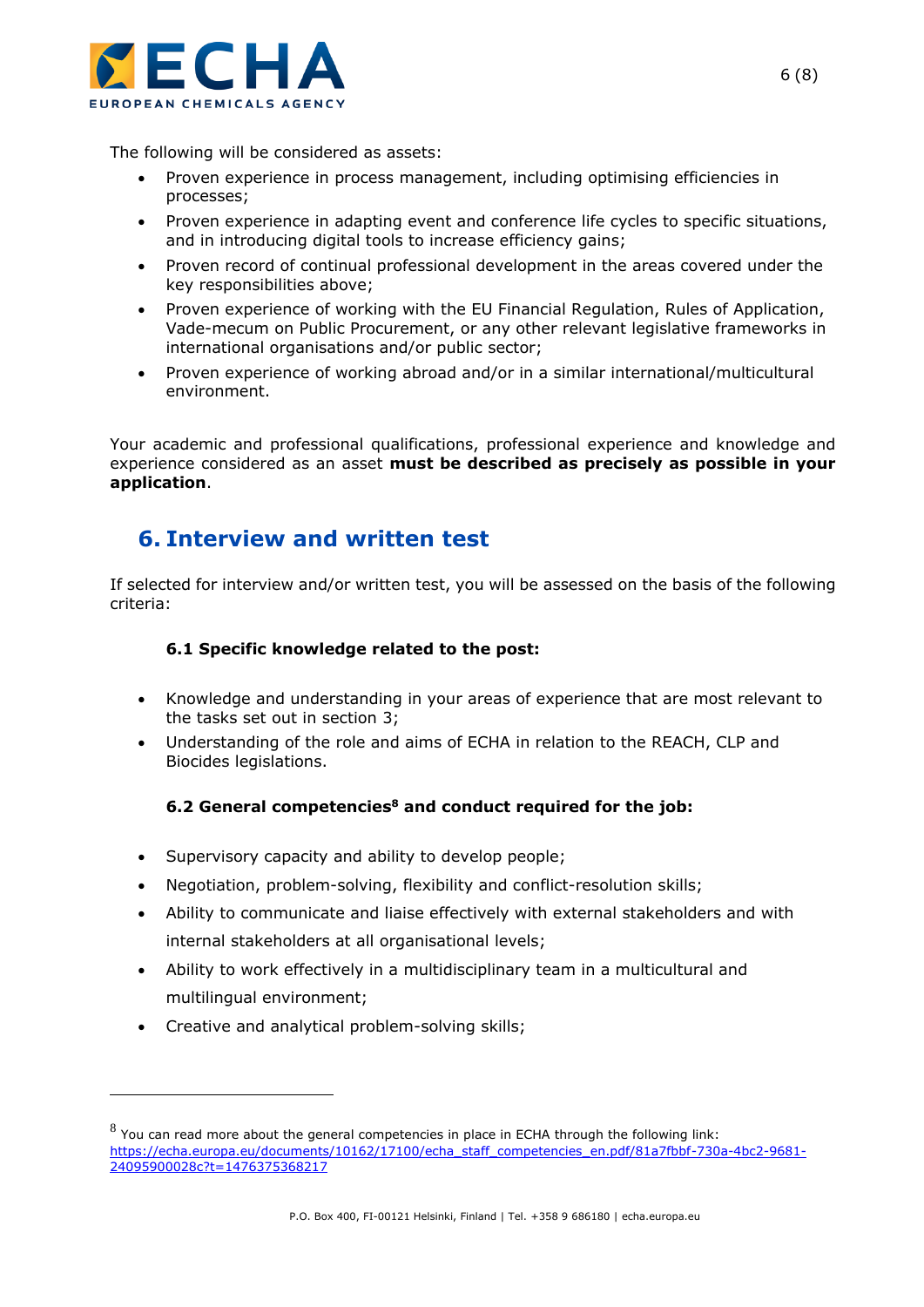The following will be considered as assets:

- Proven experience in process management, including optimising efficiencies in processes;
- Proven experience in adapting event and conference life cycles to specific situations, and in introducing digital tools to increase efficiency gains;
- Proven record of continual professional development in the areas covered under the key responsibilities above;
- Proven experience of working with the EU Financial Regulation, Rules of Application, Vade-mecum on Public Procurement, or any other relevant legislative frameworks in international organisations and/or public sector;
- Proven experience of working abroad and/or in a similar international/multicultural environment.

Your academic and professional qualifications, professional experience and knowledge and experience considered as an asset **must be described as precisely as possible in your application**.

## 6. Interview and written test

If selected for interview and/or written test, you will be assessed on the basis of the following criteria:

### 6.1 Specific knowledge related to the post:

- Knowledge and understanding in your areas of experience that are most relevant to the tasks set out in section 3;
- Understanding of the role and aims of ECHA in relation to the REACH, CLP and Biocides legislations.

### 6.2 General competencies[8] and conduct required for the job:

- Supervisory capacity and ability to develop people;
- Negotiation, problem-solving, flexibility and conflict-resolution skills;
- Ability to communicate and liaise effectively with external stakeholders and with internal stakeholders at all organisational levels;
- Ability to work effectively in a multidisciplinary team in a multicultural and multilingual environment;
- Creative and analytical problem-solving skills;

---

[8] You can read more about the general competencies in place in ECHA through the following link: https://echa.europa.eu/documents/10162/17100/echa_staff_competencies_en.pdf/81a7fbbf-730a-4bc2-9681-24095900028c?t=1476375368217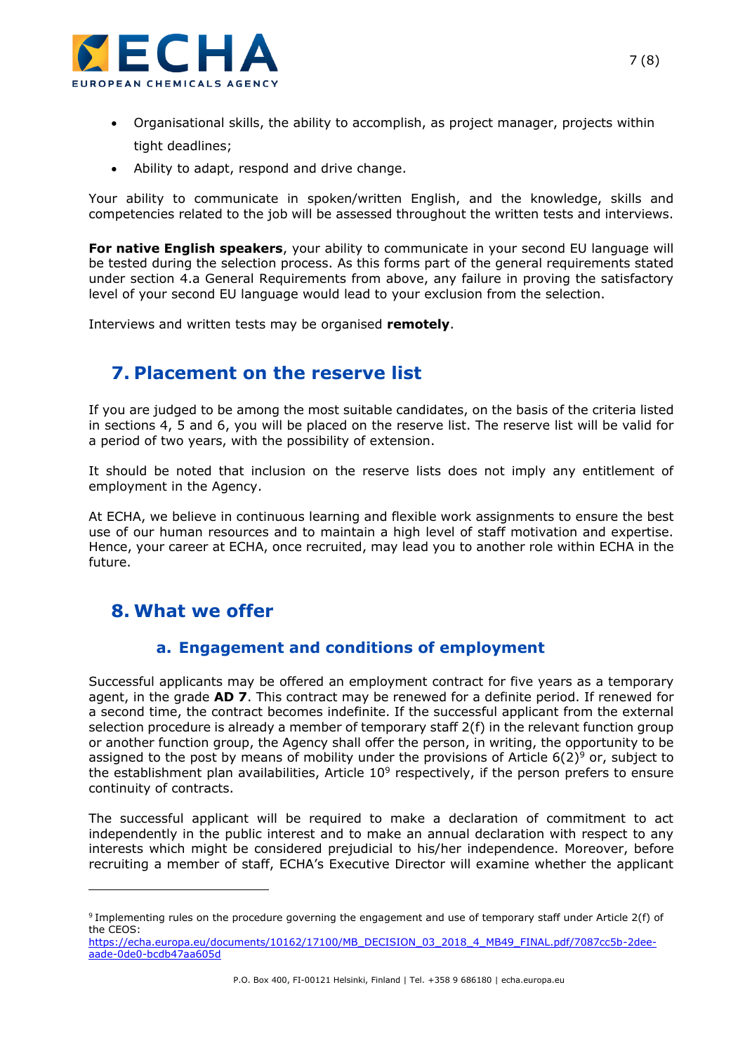- Organisational skills, the ability to accomplish, as project manager, projects within tight deadlines;
- Ability to adapt, respond and drive change.

Your ability to communicate in spoken/written English, and the knowledge, skills and competencies related to the job will be assessed throughout the written tests and interviews.

**For native English speakers**, your ability to communicate in your second EU language will be tested during the selection process. As this forms part of the general requirements stated under section 4.a General Requirements from above, any failure in proving the satisfactory level of your second EU language would lead to your exclusion from the selection.

Interviews and written tests may be organised **remotely**.

## 7. Placement on the reserve list

If you are judged to be among the most suitable candidates, on the basis of the criteria listed in sections 4, 5 and 6, you will be placed on the reserve list. The reserve list will be valid for a period of two years, with the possibility of extension.

It should be noted that inclusion on the reserve lists does not imply any entitlement of employment in the Agency.

At ECHA, we believe in continuous learning and flexible work assignments to ensure the best use of our human resources and to maintain a high level of staff motivation and expertise. Hence, your career at ECHA, once recruited, may lead you to another role within ECHA in the future.

## 8. What we offer

### a. Engagement and conditions of employment

Successful applicants may be offered an employment contract for five years as a temporary agent, in the grade **AD 7**. This contract may be renewed for a definite period. If renewed for a second time, the contract becomes indefinite. If the successful applicant from the external selection procedure is already a member of temporary staff 2(f) in the relevant function group or another function group, the Agency shall offer the person, in writing, the opportunity to be assigned to the post by means of mobility under the provisions of Article 6(2)[9] or, subject to the establishment plan availabilities, Article 10[9] respectively, if the person prefers to ensure continuity of contracts.

The successful applicant will be required to make a declaration of commitment to act independently in the public interest and to make an annual declaration with respect to any interests which might be considered prejudicial to his/her independence. Moreover, before recruiting a member of staff, ECHA's Executive Director will examine whether the applicant

---

[9] Implementing rules on the procedure governing the engagement and use of temporary staff under Article 2(f) of the CEOS: https://echa.europa.eu/documents/10162/17100/MB_DECISION_03_2018_4_MB49_FINAL.pdf/7087cc5b-2dee-aade-0de0-bcdb47aa605d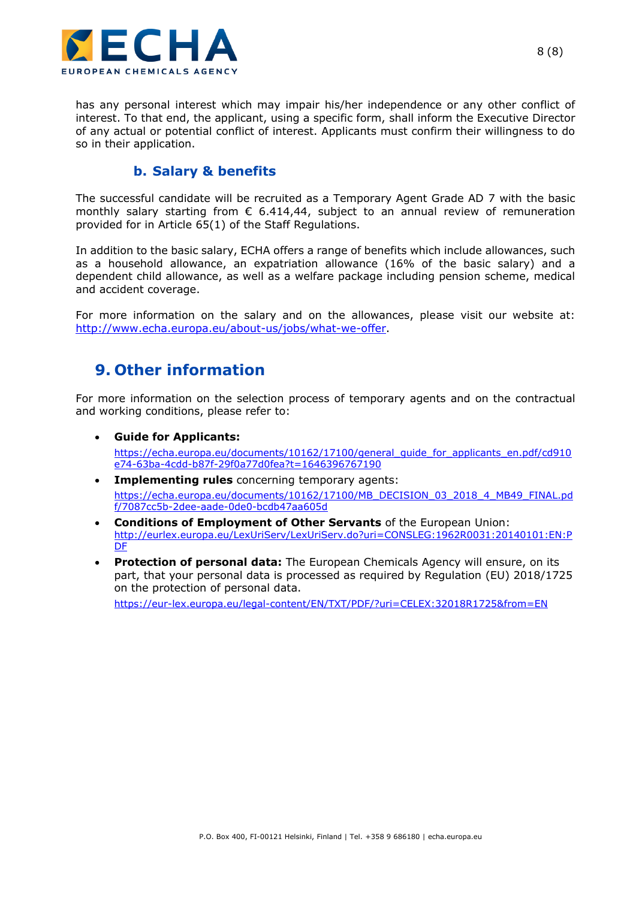has any personal interest which may impair his/her independence or any other conflict of interest. To that end, the applicant, using a specific form, shall inform the Executive Director of any actual or potential conflict of interest. Applicants must confirm their willingness to do so in their application.

### b. Salary & benefits

The successful candidate will be recruited as a Temporary Agent Grade AD 7 with the basic monthly salary starting from € 6.414,44, subject to an annual review of remuneration provided for in Article 65(1) of the Staff Regulations.

In addition to the basic salary, ECHA offers a range of benefits which include allowances, such as a household allowance, an expatriation allowance (16% of the basic salary) and a dependent child allowance, as well as a welfare package including pension scheme, medical and accident coverage.

For more information on the salary and on the allowances, please visit our website at: http://www.echa.europa.eu/about-us/jobs/what-we-offer.

## 9. Other information

For more information on the selection process of temporary agents and on the contractual and working conditions, please refer to:

- **Guide for Applicants:** https://echa.europa.eu/documents/10162/17100/general_guide_for_applicants_en.pdf/cd910e74-63ba-4cdd-b87f-29f0a77d0fea?t=1646396767190
- **Implementing rules** concerning temporary agents: https://echa.europa.eu/documents/10162/17100/MB_DECISION_03_2018_4_MB49_FINAL.pdf/7087cc5b-2dee-aade-0de0-bcdb47aa605d
- **Conditions of Employment of Other Servants** of the European Union: http://eurlex.europa.eu/LexUriServ/LexUriServ.do?uri=CONSLEG:1962R0031:20140101:EN:PDF
- **Protection of personal data:** The European Chemicals Agency will ensure, on its part, that your personal data is processed as required by Regulation (EU) 2018/1725 on the protection of personal data. https://eur-lex.europa.eu/legal-content/EN/TXT/PDF/?uri=CELEX:32018R1725&from=EN